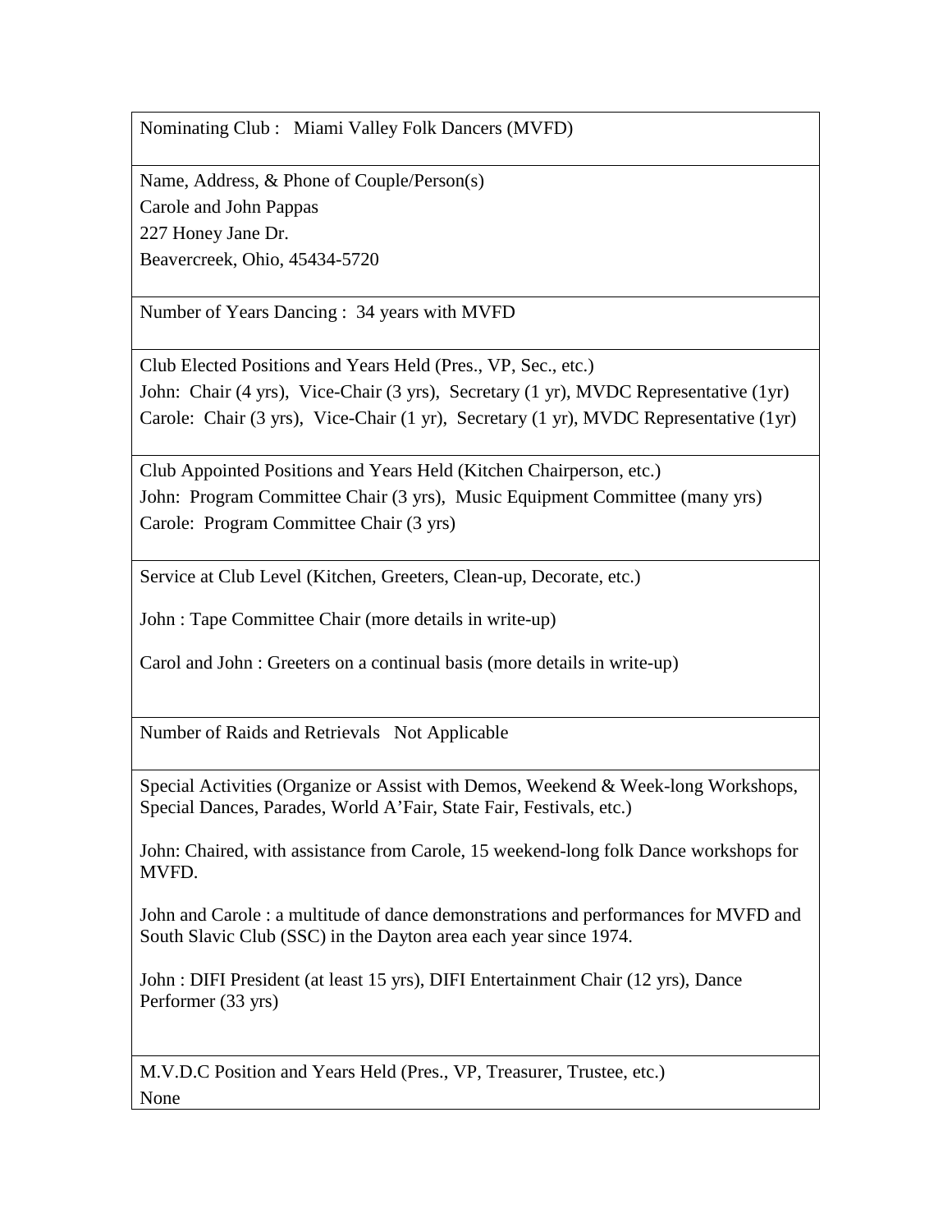| Nominating Club : Miami Valley Folk Dancers (MVFD) |
|---|
| Name, Address, & Phone of Couple/Person(s)<br>Carole and John Pappas<br>227 Honey Jane Dr.<br>Beavercreek, Ohio, 45434-5720 |
| Number of Years Dancing : 34 years with MVFD |
| Club Elected Positions and Years Held (Pres., VP, Sec., etc.)<br>John: Chair (4 yrs), Vice-Chair (3 yrs), Secretary (1 yr), MVDC Representative (1yr)<br>Carole: Chair (3 yrs), Vice-Chair (1 yr), Secretary (1 yr), MVDC Representative (1yr) |
| Club Appointed Positions and Years Held (Kitchen Chairperson, etc.)<br>John: Program Committee Chair (3 yrs), Music Equipment Committee (many yrs)<br>Carole: Program Committee Chair (3 yrs) |
| Service at Club Level (Kitchen, Greeters, Clean-up, Decorate, etc.)<br><br>John : Tape Committee Chair (more details in write-up)<br><br>Carol and John : Greeters on a continual basis (more details in write-up) |
| Number of Raids and Retrievals Not Applicable |
| Special Activities (Organize or Assist with Demos, Weekend & Week-long Workshops, Special Dances, Parades, World A'Fair, State Fair, Festivals, etc.)<br><br>John: Chaired, with assistance from Carole, 15 weekend-long folk Dance workshops for MVFD.<br><br>John and Carole : a multitude of dance demonstrations and performances for MVFD and South Slavic Club (SSC) in the Dayton area each year since 1974.<br><br>John : DIFI President (at least 15 yrs), DIFI Entertainment Chair (12 yrs), Dance Performer (33 yrs) |
| M.V.D.C Position and Years Held (Pres., VP, Treasurer, Trustee, etc.)<br>None |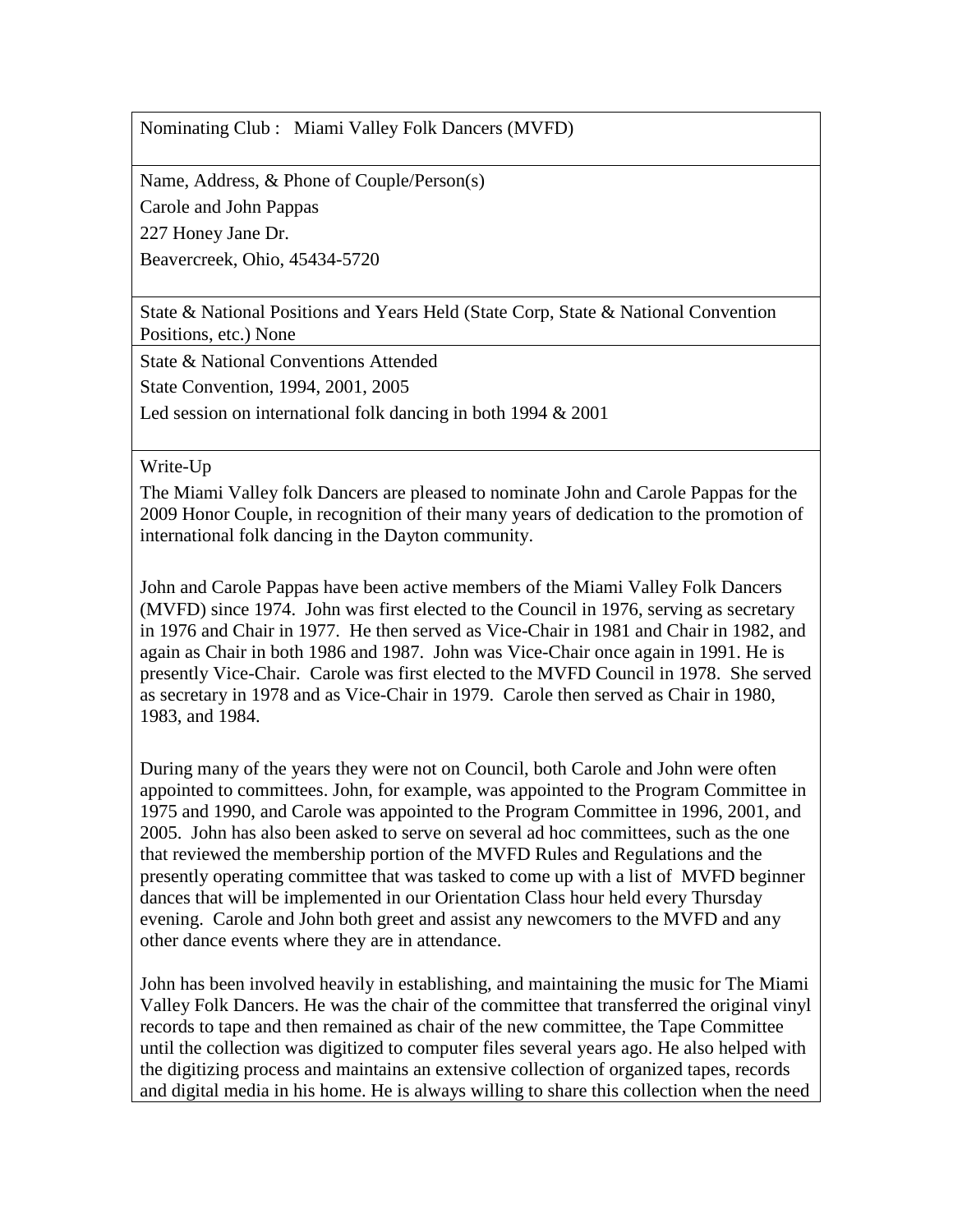Nominating Club : Miami Valley Folk Dancers (MVFD)

Name, Address, & Phone of Couple/Person(s)

Carole and John Pappas

227 Honey Jane Dr.

Beavercreek, Ohio, 45434-5720

State & National Positions and Years Held (State Corp, State & National Convention Positions, etc.) None

State & National Conventions Attended

State Convention, 1994, 2001, 2005

Led session on international folk dancing in both 1994 & 2001

Write-Up

The Miami Valley folk Dancers are pleased to nominate John and Carole Pappas for the 2009 Honor Couple, in recognition of their many years of dedication to the promotion of international folk dancing in the Dayton community.

John and Carole Pappas have been active members of the Miami Valley Folk Dancers (MVFD) since 1974. John was first elected to the Council in 1976, serving as secretary in 1976 and Chair in 1977. He then served as Vice-Chair in 1981 and Chair in 1982, and again as Chair in both 1986 and 1987. John was Vice-Chair once again in 1991. He is presently Vice-Chair. Carole was first elected to the MVFD Council in 1978. She served as secretary in 1978 and as Vice-Chair in 1979. Carole then served as Chair in 1980, 1983, and 1984.

During many of the years they were not on Council, both Carole and John were often appointed to committees. John, for example, was appointed to the Program Committee in 1975 and 1990, and Carole was appointed to the Program Committee in 1996, 2001, and 2005. John has also been asked to serve on several ad hoc committees, such as the one that reviewed the membership portion of the MVFD Rules and Regulations and the presently operating committee that was tasked to come up with a list of MVFD beginner dances that will be implemented in our Orientation Class hour held every Thursday evening. Carole and John both greet and assist any newcomers to the MVFD and any other dance events where they are in attendance.

John has been involved heavily in establishing, and maintaining the music for The Miami Valley Folk Dancers. He was the chair of the committee that transferred the original vinyl records to tape and then remained as chair of the new committee, the Tape Committee until the collection was digitized to computer files several years ago. He also helped with the digitizing process and maintains an extensive collection of organized tapes, records and digital media in his home. He is always willing to share this collection when the need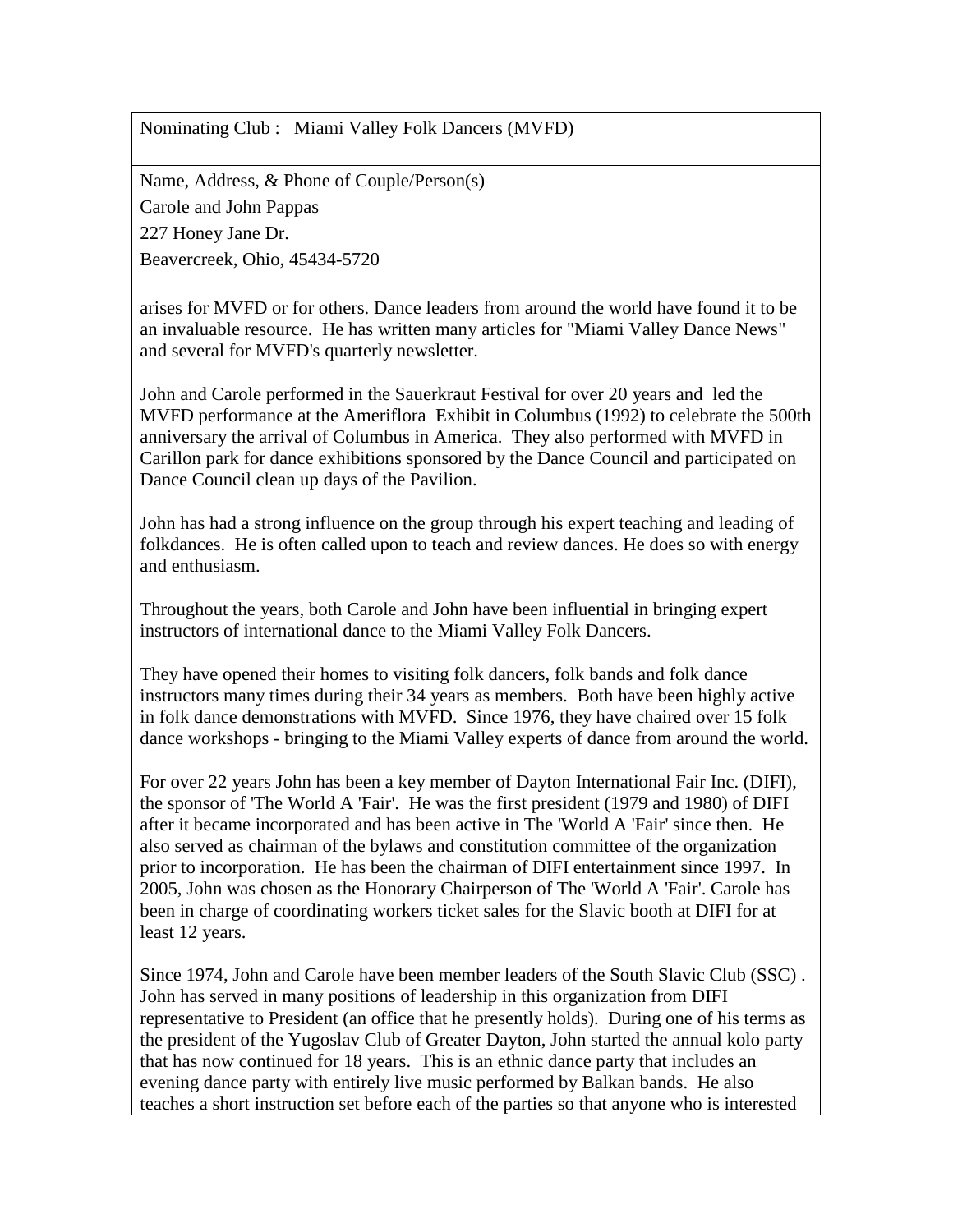Nominating Club : Miami Valley Folk Dancers (MVFD)

Name, Address, & Phone of Couple/Person(s)

Carole and John Pappas

227 Honey Jane Dr.

Beavercreek, Ohio, 45434-5720

arises for MVFD or for others. Dance leaders from around the world have found it to be an invaluable resource. He has written many articles for "Miami Valley Dance News" and several for MVFD's quarterly newsletter.

John and Carole performed in the Sauerkraut Festival for over 20 years and led the MVFD performance at the Ameriflora Exhibit in Columbus (1992) to celebrate the 500th anniversary the arrival of Columbus in America. They also performed with MVFD in Carillon park for dance exhibitions sponsored by the Dance Council and participated on Dance Council clean up days of the Pavilion.

John has had a strong influence on the group through his expert teaching and leading of folkdances. He is often called upon to teach and review dances. He does so with energy and enthusiasm.

Throughout the years, both Carole and John have been influential in bringing expert instructors of international dance to the Miami Valley Folk Dancers.

They have opened their homes to visiting folk dancers, folk bands and folk dance instructors many times during their 34 years as members. Both have been highly active in folk dance demonstrations with MVFD. Since 1976, they have chaired over 15 folk dance workshops - bringing to the Miami Valley experts of dance from around the world.

For over 22 years John has been a key member of Dayton International Fair Inc. (DIFI), the sponsor of 'The World A 'Fair'. He was the first president (1979 and 1980) of DIFI after it became incorporated and has been active in The 'World A 'Fair' since then. He also served as chairman of the bylaws and constitution committee of the organization prior to incorporation. He has been the chairman of DIFI entertainment since 1997. In 2005, John was chosen as the Honorary Chairperson of The 'World A 'Fair'. Carole has been in charge of coordinating workers ticket sales for the Slavic booth at DIFI for at least 12 years.

Since 1974, John and Carole have been member leaders of the South Slavic Club (SSC) . John has served in many positions of leadership in this organization from DIFI representative to President (an office that he presently holds). During one of his terms as the president of the Yugoslav Club of Greater Dayton, John started the annual kolo party that has now continued for 18 years. This is an ethnic dance party that includes an evening dance party with entirely live music performed by Balkan bands. He also teaches a short instruction set before each of the parties so that anyone who is interested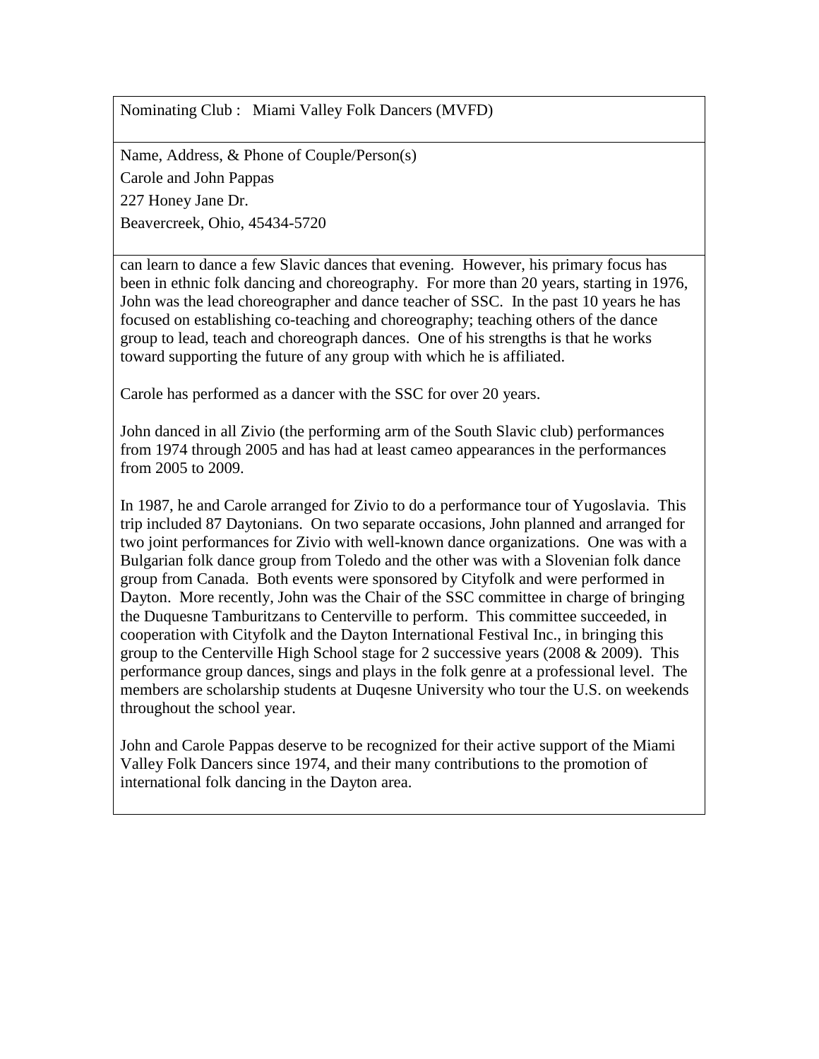Nominating Club : Miami Valley Folk Dancers (MVFD)

Name, Address, & Phone of Couple/Person(s)

Carole and John Pappas

227 Honey Jane Dr.

Beavercreek, Ohio, 45434-5720

can learn to dance a few Slavic dances that evening. However, his primary focus has been in ethnic folk dancing and choreography. For more than 20 years, starting in 1976, John was the lead choreographer and dance teacher of SSC. In the past 10 years he has focused on establishing co-teaching and choreography; teaching others of the dance group to lead, teach and choreograph dances. One of his strengths is that he works toward supporting the future of any group with which he is affiliated.

Carole has performed as a dancer with the SSC for over 20 years.

John danced in all Zivio (the performing arm of the South Slavic club) performances from 1974 through 2005 and has had at least cameo appearances in the performances from 2005 to 2009.

In 1987, he and Carole arranged for Zivio to do a performance tour of Yugoslavia. This trip included 87 Daytonians. On two separate occasions, John planned and arranged for two joint performances for Zivio with well-known dance organizations. One was with a Bulgarian folk dance group from Toledo and the other was with a Slovenian folk dance group from Canada. Both events were sponsored by Cityfolk and were performed in Dayton. More recently, John was the Chair of the SSC committee in charge of bringing the Duquesne Tamburitzans to Centerville to perform. This committee succeeded, in cooperation with Cityfolk and the Dayton International Festival Inc., in bringing this group to the Centerville High School stage for 2 successive years (2008 & 2009). This performance group dances, sings and plays in the folk genre at a professional level. The members are scholarship students at Duqesne University who tour the U.S. on weekends throughout the school year.

John and Carole Pappas deserve to be recognized for their active support of the Miami Valley Folk Dancers since 1974, and their many contributions to the promotion of international folk dancing in the Dayton area.